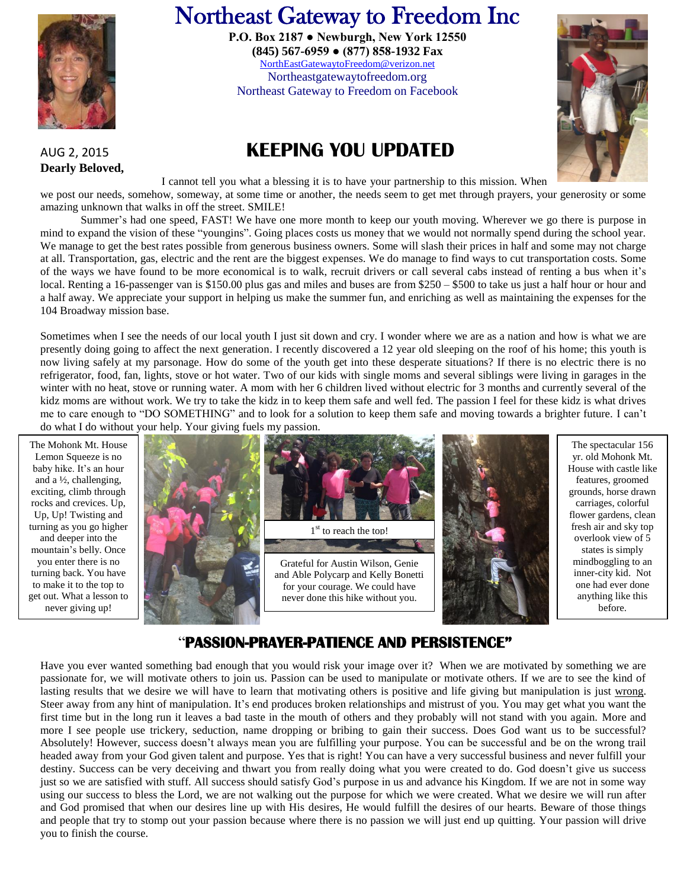# Northeast Gateway to Freedom Inc

**P.O. Box 2187 ● Newburgh, New York 12550**
**(845) 567-6959 ● (877) 858-1932 Fax**
NorthEastGatewaytoFreedom@verizon.net
Northeastgatewaytofreedom.org
Northeast Gateway to Freedom on Facebook

AUG 2, 2015

## KEEPING YOU UPDATED

**Dearly Beloved,**

I cannot tell you what a blessing it is to have your partnership to this mission. When we post our needs, somehow, someway, at some time or another, the needs seem to get met through prayers, your generosity or some amazing unknown that walks in off the street. SMILE!

Summer's had one speed, FAST! We have one more month to keep our youth moving. Wherever we go there is purpose in mind to expand the vision of these "youngins". Going places costs us money that we would not normally spend during the school year. We manage to get the best rates possible from generous business owners. Some will slash their prices in half and some may not charge at all. Transportation, gas, electric and the rent are the biggest expenses. We do manage to find ways to cut transportation costs. Some of the ways we have found to be more economical is to walk, recruit drivers or call several cabs instead of renting a bus when it's local. Renting a 16-passenger van is $150.00 plus gas and miles and buses are from $250 – $500 to take us just a half hour or hour and a half away. We appreciate your support in helping us make the summer fun, and enriching as well as maintaining the expenses for the 104 Broadway mission base.

Sometimes when I see the needs of our local youth I just sit down and cry. I wonder where we are as a nation and how is what we are presently doing going to affect the next generation. I recently discovered a 12 year old sleeping on the roof of his home; this youth is now living safely at my parsonage. How do some of the youth get into these desperate situations? If there is no electric there is no refrigerator, food, fan, lights, stove or hot water. Two of our kids with single moms and several siblings were living in garages in the winter with no heat, stove or running water. A mom with her 6 children lived without electric for 3 months and currently several of the kidz moms are without work. We try to take the kidz in to keep them safe and well fed. The passion I feel for these kidz is what drives me to care enough to "DO SOMETHING" and to look for a solution to keep them safe and moving towards a brighter future. I can't do what I do without your help. Your giving fuels my passion.

The Mohonk Mt. House Lemon Squeeze is no baby hike. It's an hour and a ½, challenging, exciting, climb through rocks and crevices. Up, Up, Up! Twisting and turning as you go higher and deeper into the mountain's belly. Once you enter there is no turning back. You have to make it to the top to get out. What a lesson to never giving up!

1st to reach the top!

Grateful for Austin Wilson, Genie and Able Polycarp and Kelly Bonetti for your courage. We could have never done this hike without you.

The spectacular 156 yr. old Mohonk Mt. House with castle like features, groomed grounds, horse drawn carriages, colorful flower gardens, clean fresh air and sky top overlook view of 5 states is simply mindboggling to an inner-city kid. Not one had ever done anything like this before.

## "PASSION-PRAYER-PATIENCE AND PERSISTENCE"

Have you ever wanted something bad enough that you would risk your image over it? When we are motivated by something we are passionate for, we will motivate others to join us. Passion can be used to manipulate or motivate others. If we are to see the kind of lasting results that we desire we will have to learn that motivating others is positive and life giving but manipulation is just wrong. Steer away from any hint of manipulation. It's end produces broken relationships and mistrust of you. You may get what you want the first time but in the long run it leaves a bad taste in the mouth of others and they probably will not stand with you again. More and more I see people use trickery, seduction, name dropping or bribing to gain their success. Does God want us to be successful? Absolutely! However, success doesn't always mean you are fulfilling your purpose. You can be successful and be on the wrong trail headed away from your God given talent and purpose. Yes that is right! You can have a very successful business and never fulfill your destiny. Success can be very deceiving and thwart you from really doing what you were created to do. God doesn't give us success just so we are satisfied with stuff. All success should satisfy God's purpose in us and advance his Kingdom. If we are not in some way using our success to bless the Lord, we are not walking out the purpose for which we were created. What we desire we will run after and God promised that when our desires line up with His desires, He would fulfill the desires of our hearts. Beware of those things and people that try to stomp out your passion because where there is no passion we will just end up quitting. Your passion will drive you to finish the course.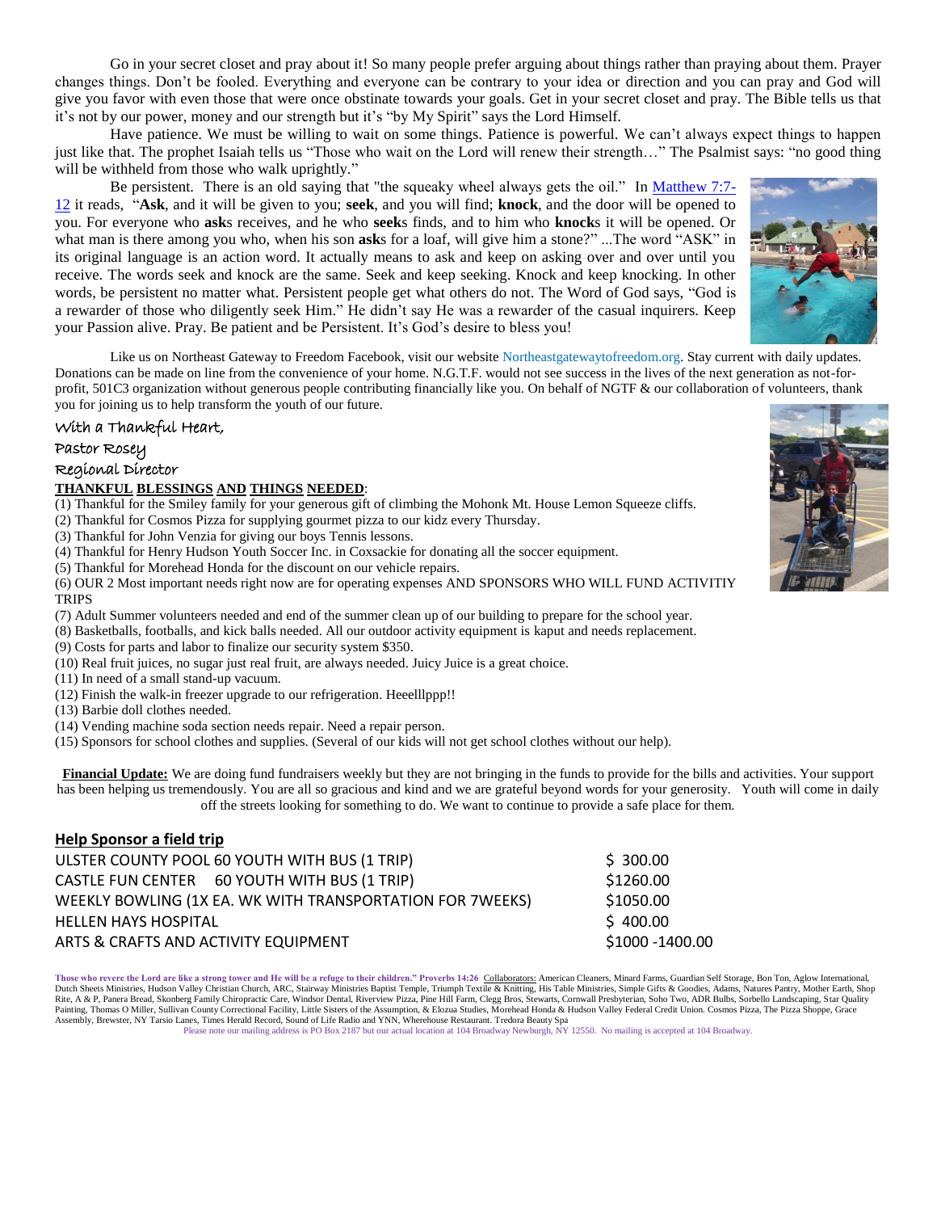Go in your secret closet and pray about it! So many people prefer arguing about things rather than praying about them. Prayer changes things. Don't be fooled. Everything and everyone can be contrary to your idea or direction and you can pray and God will give you favor with even those that were once obstinate towards your goals. Get in your secret closet and pray. The Bible tells us that it's not by our power, money and our strength but it's "by My Spirit" says the Lord Himself.

Have patience. We must be willing to wait on some things. Patience is powerful. We can't always expect things to happen just like that. The prophet Isaiah tells us "Those who wait on the Lord will renew their strength…" The Psalmist says: "no good thing will be withheld from those who walk uprightly."

Be persistent. There is an old saying that "the squeaky wheel always gets the oil." In Matthew 7:7-12 it reads, "**Ask**, and it will be given to you; **seek**, and you will find; **knock**, and the door will be opened to you. For everyone who **ask**s receives, and he who **seek**s finds, and to him who **knock**s it will be opened. Or what man is there among you who, when his son **ask**s for a loaf, will give him a stone?" ...The word "ASK" in its original language is an action word. It actually means to ask and keep on asking over and over until you receive. The words seek and knock are the same. Seek and keep seeking. Knock and keep knocking. In other words, be persistent no matter what. Persistent people get what others do not. The Word of God says, "God is a rewarder of those who diligently seek Him." He didn't say He was a rewarder of the casual inquirers. Keep your Passion alive. Pray. Be patient and be Persistent. It's God's desire to bless you!

Like us on Northeast Gateway to Freedom Facebook, visit our website Northeastgatewaytofreedom.org. Stay current with daily updates. Donations can be made on line from the convenience of your home. N.G.T.F. would not see success in the lives of the next generation as not-for-profit, 501C3 organization without generous people contributing financially like you. On behalf of NGTF & our collaboration of volunteers, thank you for joining us to help transform the youth of our future.

With a Thankful Heart,

Pastor Rosey

Regional Director

**THANKFUL BLESSINGS AND THINGS NEEDED**:

(1) Thankful for the Smiley family for your generous gift of climbing the Mohonk Mt. House Lemon Squeeze cliffs.
(2) Thankful for Cosmos Pizza for supplying gourmet pizza to our kidz every Thursday.
(3) Thankful for John Venzia for giving our boys Tennis lessons.
(4) Thankful for Henry Hudson Youth Soccer Inc. in Coxsackie for donating all the soccer equipment.
(5) Thankful for Morehead Honda for the discount on our vehicle repairs.
(6) OUR 2 Most important needs right now are for operating expenses AND SPONSORS WHO WILL FUND ACTIVITIY TRIPS
(7) Adult Summer volunteers needed and end of the summer clean up of our building to prepare for the school year.
(8) Basketballs, footballs, and kick balls needed. All our outdoor activity equipment is kaput and needs replacement.
(9) Costs for parts and labor to finalize our security system $350.
(10) Real fruit juices, no sugar just real fruit, are always needed. Juicy Juice is a great choice.
(11) In need of a small stand-up vacuum.
(12) Finish the walk-in freezer upgrade to our refrigeration. Heeelllppp!!
(13) Barbie doll clothes needed.
(14) Vending machine soda section needs repair. Need a repair person.
(15) Sponsors for school clothes and supplies. (Several of our kids will not get school clothes without our help).

**Financial Update:** We are doing fund fundraisers weekly but they are not bringing in the funds to provide for the bills and activities. Your support has been helping us tremendously. You are all so gracious and kind and we are grateful beyond words for your generosity. Youth will come in daily off the streets looking for something to do. We want to continue to provide a safe place for them.

## Help Sponsor a field trip

| | |
|---|---|
| ULSTER COUNTY POOL 60 YOUTH WITH BUS (1 TRIP) | $ 300.00 |
| CASTLE FUN CENTER 60 YOUTH WITH BUS (1 TRIP) | $1260.00 |
| WEEKLY BOWLING (1X EA. WK WITH TRANSPORTATION FOR 7WEEKS) | $1050.00 |
| HELLEN HAYS HOSPITAL | $ 400.00 |
| ARTS & CRAFTS AND ACTIVITY EQUIPMENT | $1000 -1400.00 |

**Those who revere the Lord are like a strong tower and He will be a refuge to their children." Proverbs 14:26** Collaborators: American Cleaners, Minard Farms, Guardian Self Storage, Bon Ton, Aglow International, Dutch Sheets Ministries, Hudson Valley Christian Church, ARC, Stairway Ministries Baptist Temple, Triumph Textile & Knitting, His Table Ministries, Simple Gifts & Goodies, Adams, Natures Pantry, Mother Earth, Shop Rite, A & P, Panera Bread, Skonberg Family Chiropractic Care, Windsor Dental, Riverview Pizza, Pine Hill Farm, Clegg Bros, Stewarts, Cornwall Presbyterian, Soho Two, ADR Bulbs, Sorbello Landscaping, Star Quality Painting, Thomas O Miller, Sullivan County Correctional Facility, Little Sisters of the Assumption, & Elozua Studies, Morehead Honda & Hudson Valley Federal Credit Union. Cosmos Pizza, The Pizza Shoppe, Grace Assembly, Brewster, NY Tarsio Lanes, Times Herald Record, Sound of Life Radio and YNN, Wherehouse Restaurant. Tredora Beauty Spa

Please note our mailing address is PO Box 2187 but our actual location at 104 Broadway Newburgh, NY 12550. No mailing is accepted at 104 Broadway.